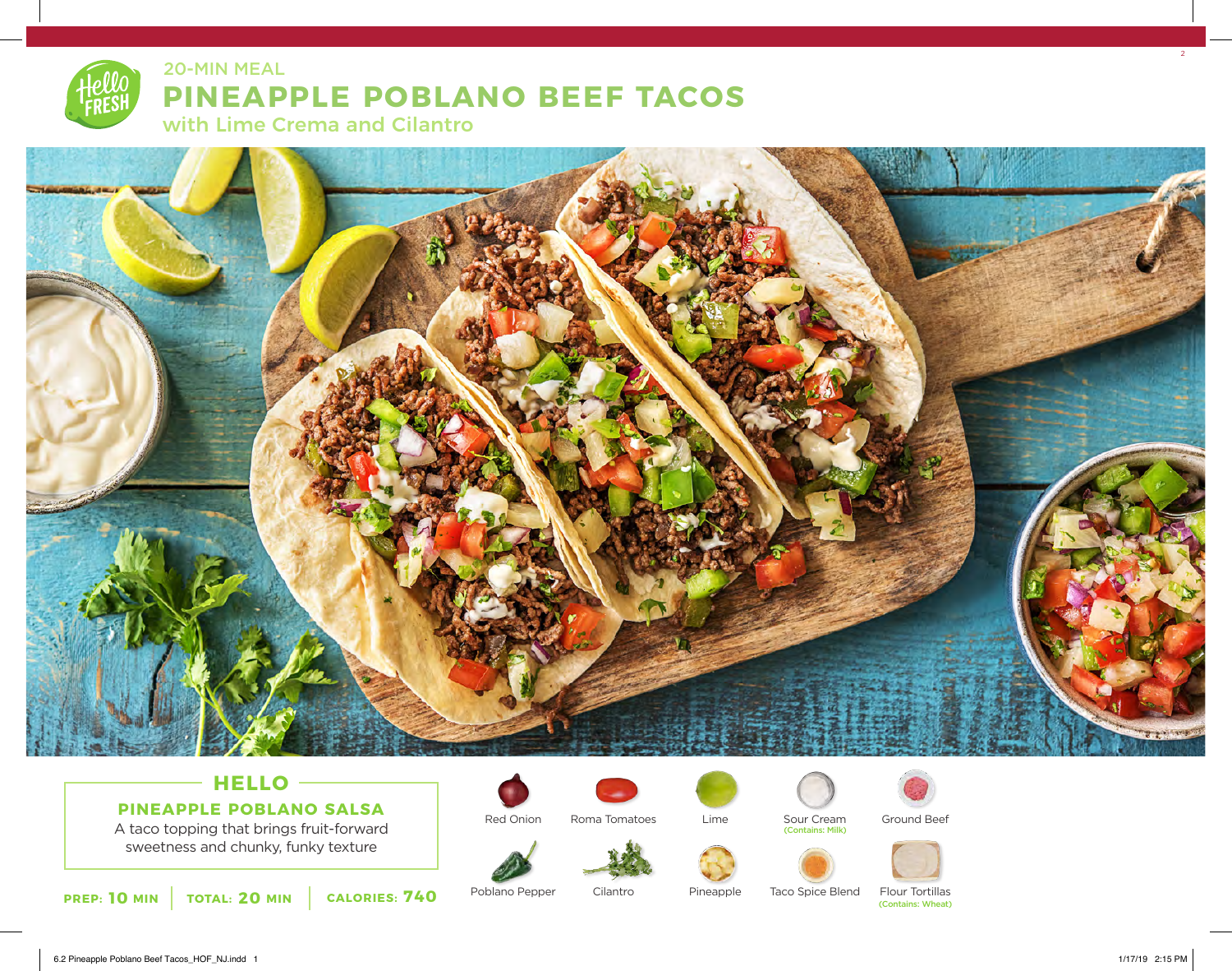20-MIN MEAL

# PINEAPPLE POBLANO BEEF TACOS

## with Lime Crema and Cilantro

## HELLO

### PINEAPPLE POBLANO SALSA

A taco topping that brings fruit-forward sweetness and chunky, funky texture

**PREP:** 10 MIN | **TOTAL:** 20 MIN | **CALORIES:** 740

- Red Onion
- Roma Tomatoes
- Lime
- Sour Cream (Contains: Milk)
- Ground Beef
- Poblano Pepper
- Cilantro
- Pineapple
- Taco Spice Blend
- Flour Tortillas (Contains: Wheat)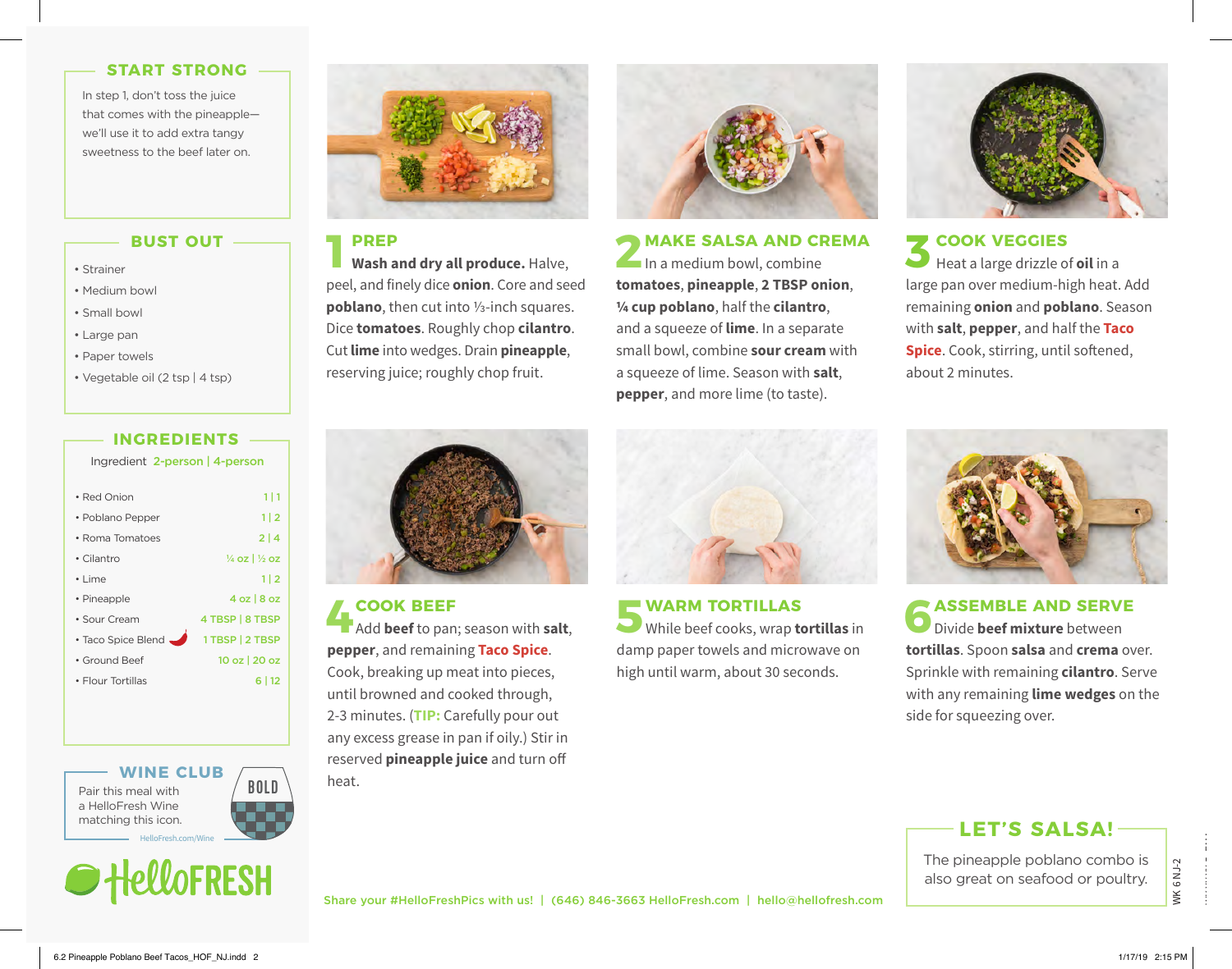## START STRONG

In step 1, don't toss the juice that comes with the pineapple—we'll use it to add extra tangy sweetness to the beef later on.

## BUST OUT

- Strainer
- Medium bowl
- Small bowl
- Large pan
- Paper towels
- Vegetable oil (2 tsp | 4 tsp)

## INGREDIENTS

| Ingredient | 2-person \| 4-person |
|---|---|
| Red Onion | 1 \| 1 |
| Poblano Pepper | 1 \| 2 |
| Roma Tomatoes | 2 \| 4 |
| Cilantro | ¼ oz \| ½ oz |
| Lime | 1 \| 2 |
| Pineapple | 4 oz \| 8 oz |
| Sour Cream | 4 TBSP \| 8 TBSP |
| Taco Spice Blend | 1 TBSP \| 2 TBSP |
| Ground Beef | 10 oz \| 20 oz |
| Flour Tortillas | 6 \| 12 |

## WINE CLUB

Pair this meal with a HelloFresh Wine matching this icon.

BOLD

HelloFresh.com/Wine

HelloFRESH

## 1 PREP

**Wash and dry all produce.** Halve, peel, and finely dice **onion**. Core and seed **poblano**, then cut into ⅓-inch squares. Dice **tomatoes**. Roughly chop **cilantro**. Cut **lime** into wedges. Drain **pineapple**, reserving juice; roughly chop fruit.

## 2 MAKE SALSA AND CREMA

In a medium bowl, combine **tomatoes**, **pineapple**, **2 TBSP onion**, **¼ cup poblano**, half the **cilantro**, and a squeeze of **lime**. In a separate small bowl, combine **sour cream** with a squeeze of lime. Season with **salt**, **pepper**, and more lime (to taste).

## 3 COOK VEGGIES

Heat a large drizzle of **oil** in a large pan over medium-high heat. Add remaining **onion** and **poblano**. Season with **salt**, **pepper**, and half the **Taco Spice**. Cook, stirring, until softened, about 2 minutes.

## 4 COOK BEEF

Add **beef** to pan; season with **salt**, **pepper**, and remaining **Taco Spice**. Cook, breaking up meat into pieces, until browned and cooked through, 2-3 minutes. (**TIP:** Carefully pour out any excess grease in pan if oily.) Stir in reserved **pineapple juice** and turn off heat.

## 5 WARM TORTILLAS

While beef cooks, wrap **tortillas** in damp paper towels and microwave on high until warm, about 30 seconds.

## 6 ASSEMBLE AND SERVE

Divide **beef mixture** between **tortillas**. Spoon **salsa** and **crema** over. Sprinkle with remaining **cilantro**. Serve with any remaining **lime wedges** on the side for squeezing over.

## LET'S SALSA!

The pineapple poblano combo is also great on seafood or poultry.

Share your #HelloFreshPics with us! | (646) 846-3663 HelloFresh.com | hello@hellofresh.com

WK 6 NJ-2